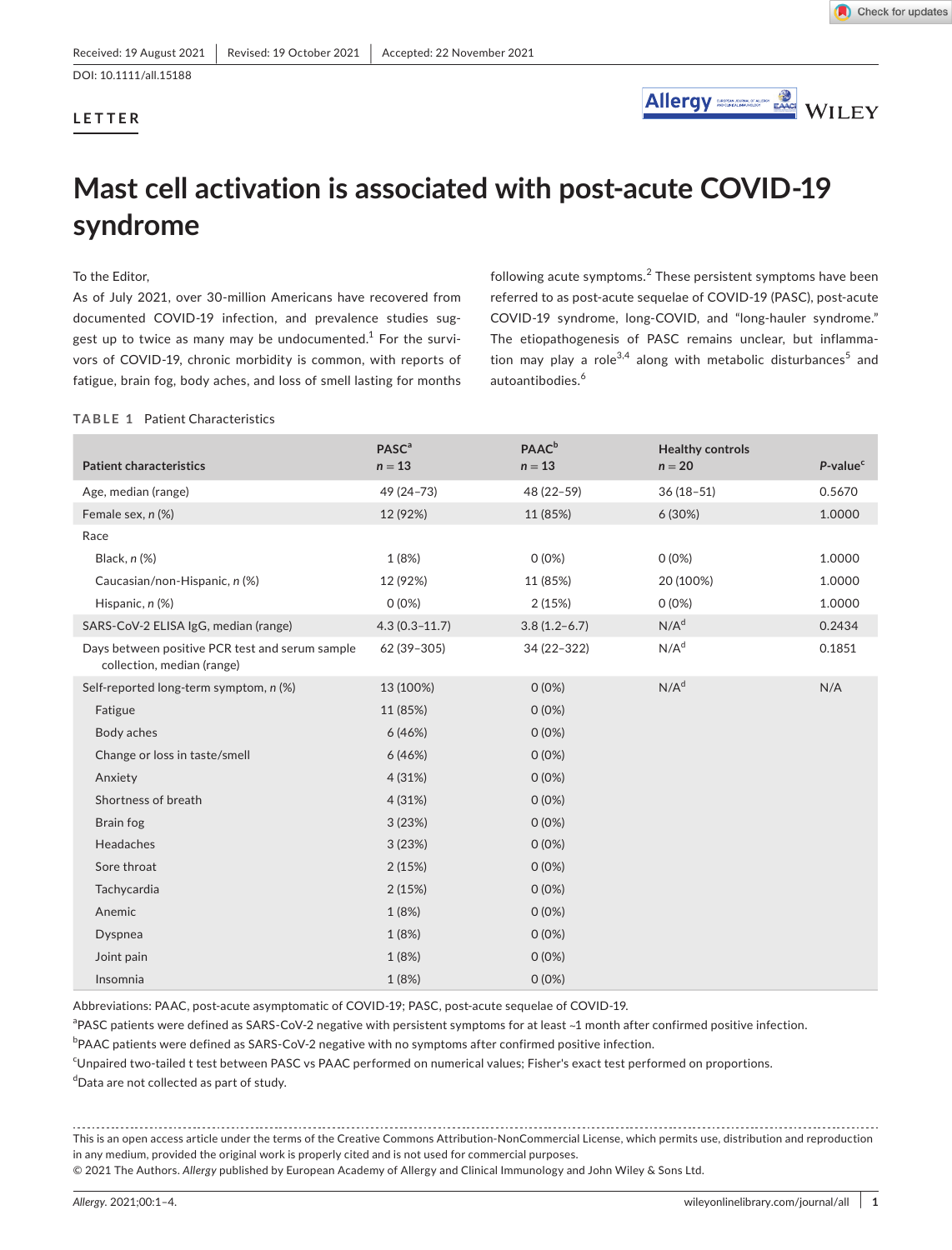Received: 19 August 2021 | Revised: 19 October 2021 | Accepted: 22 November 2021

DOI: 10.1111/all.15188

LETTER

# Mast cell activation is associated with post-acute COVID-19 syndrome

To the Editor,

As of July 2021, over 30-million Americans have recovered from documented COVID-19 infection, and prevalence studies suggest up to twice as many may be undocumented.[1] For the survivors of COVID-19, chronic morbidity is common, with reports of fatigue, brain fog, body aches, and loss of smell lasting for months following acute symptoms.[2] These persistent symptoms have been referred to as post-acute sequelae of COVID-19 (PASC), post-acute COVID-19 syndrome, long-COVID, and "long-hauler syndrome." The etiopathogenesis of PASC remains unclear, but inflammation may play a role[3,4] along with metabolic disturbances[5] and autoantibodies.[6]

TABLE 1 Patient Characteristics

| Patient characteristics | PASC[a] n = 13 | PAAC[b] n = 13 | Healthy controls n = 20 | P-value[c] |
|---|---|---|---|---|
| Age, median (range) | 49 (24–73) | 48 (22–59) | 36 (18–51) | 0.5670 |
| Female sex, n (%) | 12 (92%) | 11 (85%) | 6 (30%) | 1.0000 |
| Race | | | | |
| Black, n (%) | 1 (8%) | 0 (0%) | 0 (0%) | 1.0000 |
| Caucasian/non-Hispanic, n (%) | 12 (92%) | 11 (85%) | 20 (100%) | 1.0000 |
| Hispanic, n (%) | 0 (0%) | 2 (15%) | 0 (0%) | 1.0000 |
| SARS-CoV-2 ELISA IgG, median (range) | 4.3 (0.3–11.7) | 3.8 (1.2–6.7) | N/A[d] | 0.2434 |
| Days between positive PCR test and serum sample collection, median (range) | 62 (39–305) | 34 (22–322) | N/A[d] | 0.1851 |
| Self-reported long-term symptom, n (%) | 13 (100%) | 0 (0%) | N/A[d] | N/A |
| Fatigue | 11 (85%) | 0 (0%) | | |
| Body aches | 6 (46%) | 0 (0%) | | |
| Change or loss in taste/smell | 6 (46%) | 0 (0%) | | |
| Anxiety | 4 (31%) | 0 (0%) | | |
| Shortness of breath | 4 (31%) | 0 (0%) | | |
| Brain fog | 3 (23%) | 0 (0%) | | |
| Headaches | 3 (23%) | 0 (0%) | | |
| Sore throat | 2 (15%) | 0 (0%) | | |
| Tachycardia | 2 (15%) | 0 (0%) | | |
| Anemic | 1 (8%) | 0 (0%) | | |
| Dyspnea | 1 (8%) | 0 (0%) | | |
| Joint pain | 1 (8%) | 0 (0%) | | |
| Insomnia | 1 (8%) | 0 (0%) | | |

Abbreviations: PAAC, post-acute asymptomatic of COVID-19; PASC, post-acute sequelae of COVID-19.

[a]PASC patients were defined as SARS-CoV-2 negative with persistent symptoms for at least ~1 month after confirmed positive infection.

[b]PAAC patients were defined as SARS-CoV-2 negative with no symptoms after confirmed positive infection.

[c]Unpaired two-tailed t test between PASC vs PAAC performed on numerical values; Fisher's exact test performed on proportions.

[d]Data are not collected as part of study.

This is an open access article under the terms of the Creative Commons Attribution-NonCommercial License, which permits use, distribution and reproduction in any medium, provided the original work is properly cited and is not used for commercial purposes.
© 2021 The Authors. *Allergy* published by European Academy of Allergy and Clinical Immunology and John Wiley & Sons Ltd.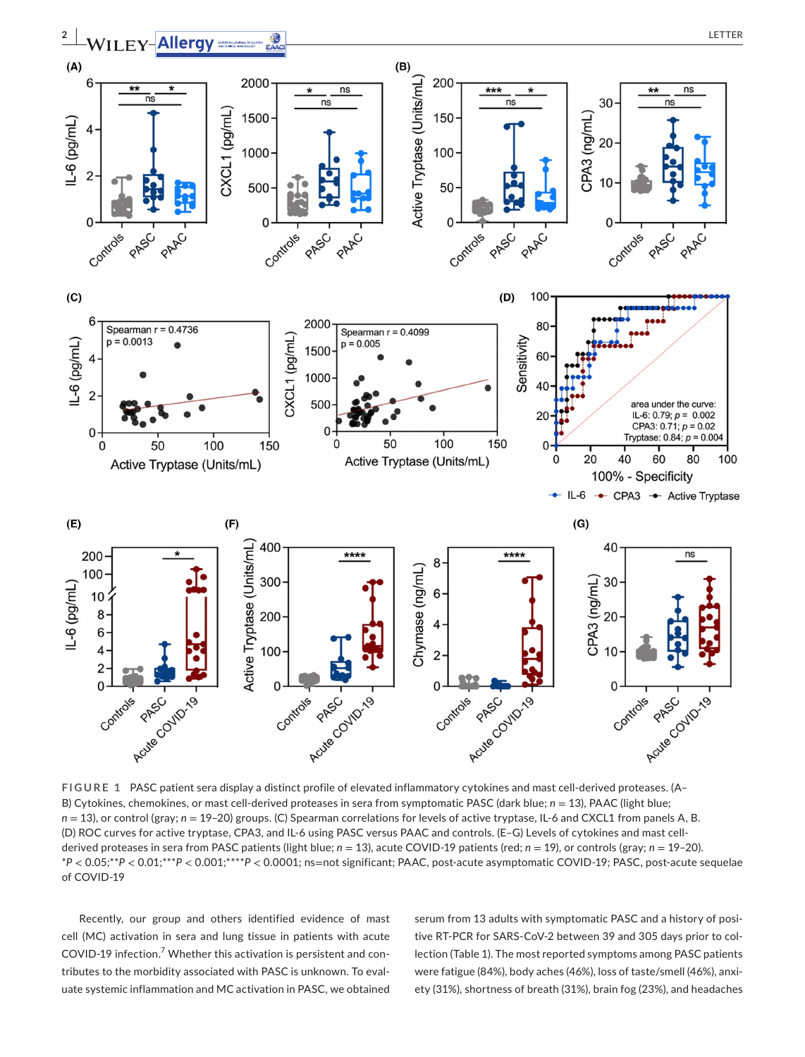**FIGURE 1** PASC patient sera display a distinct profile of elevated inflammatory cytokines and mast cell-derived proteases. (A–B) Cytokines, chemokines, or mast cell-derived proteases in sera from symptomatic PASC (dark blue; $n = 13$), PAAC (light blue; $n = 13$), or control (gray; $n = 19–20$) groups. (C) Spearman correlations for levels of active tryptase, IL-6 and CXCL1 from panels A, B. (D) ROC curves for active tryptase, CPA3, and IL-6 using PASC versus PAAC and controls. (E–G) Levels of cytokines and mast cell-derived proteases in sera from PASC patients (light blue; $n = 13$), acute COVID-19 patients (red; $n = 19$), or controls (gray; $n = 19–20$). *$P < 0.05$;**$P < 0.01$;***$P < 0.001$;****$P < 0.0001$; ns=not significant; PAAC, post-acute asymptomatic COVID-19; PASC, post-acute sequelae of COVID-19

Recently, our group and others identified evidence of mast cell (MC) activation in sera and lung tissue in patients with acute COVID-19 infection.[7] Whether this activation is persistent and contributes to the morbidity associated with PASC is unknown. To evaluate systemic inflammation and MC activation in PASC, we obtained serum from 13 adults with symptomatic PASC and a history of positive RT-PCR for SARS-CoV-2 between 39 and 305 days prior to collection (Table 1). The most reported symptoms among PASC patients were fatigue (84%), body aches (46%), loss of taste/smell (46%), anxiety (31%), shortness of breath (31%), brain fog (23%), and headaches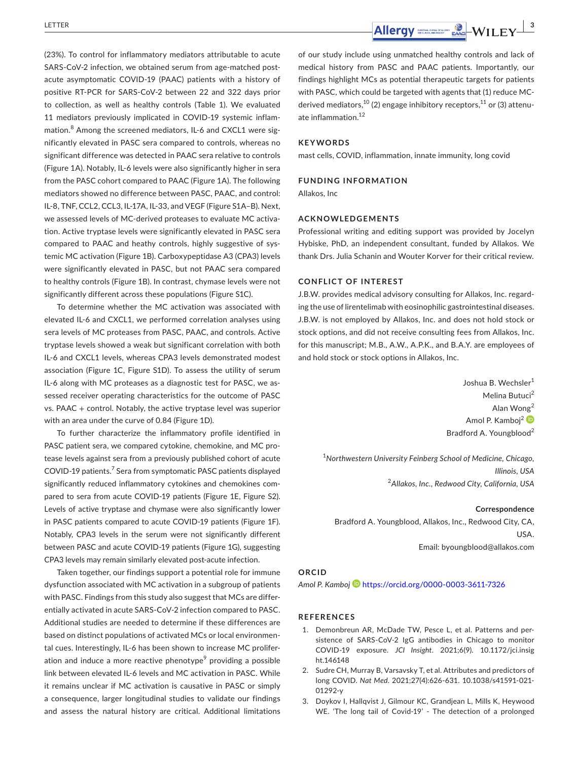(23%). To control for inflammatory mediators attributable to acute SARS-CoV-2 infection, we obtained serum from age-matched post-acute asymptomatic COVID-19 (PAAC) patients with a history of positive RT-PCR for SARS-CoV-2 between 22 and 322 days prior to collection, as well as healthy controls (Table 1). We evaluated 11 mediators previously implicated in COVID-19 systemic inflammation.[8] Among the screened mediators, IL-6 and CXCL1 were significantly elevated in PASC sera compared to controls, whereas no significant difference was detected in PAAC sera relative to controls (Figure 1A). Notably, IL-6 levels were also significantly higher in sera from the PASC cohort compared to PAAC (Figure 1A). The following mediators showed no difference between PASC, PAAC, and control: IL-8, TNF, CCL2, CCL3, IL-17A, IL-33, and VEGF (Figure S1A–B). Next, we assessed levels of MC-derived proteases to evaluate MC activation. Active tryptase levels were significantly elevated in PASC sera compared to PAAC and heathy controls, highly suggestive of systemic MC activation (Figure 1B). Carboxypeptidase A3 (CPA3) levels were significantly elevated in PASC, but not PAAC sera compared to healthy controls (Figure 1B). In contrast, chymase levels were not significantly different across these populations (Figure S1C).

To determine whether the MC activation was associated with elevated IL-6 and CXCL1, we performed correlation analyses using sera levels of MC proteases from PASC, PAAC, and controls. Active tryptase levels showed a weak but significant correlation with both IL-6 and CXCL1 levels, whereas CPA3 levels demonstrated modest association (Figure 1C, Figure S1D). To assess the utility of serum IL-6 along with MC proteases as a diagnostic test for PASC, we assessed receiver operating characteristics for the outcome of PASC vs. PAAC + control. Notably, the active tryptase level was superior with an area under the curve of 0.84 (Figure 1D).

To further characterize the inflammatory profile identified in PASC patient sera, we compared cytokine, chemokine, and MC protease levels against sera from a previously published cohort of acute COVID-19 patients.[7] Sera from symptomatic PASC patients displayed significantly reduced inflammatory cytokines and chemokines compared to sera from acute COVID-19 patients (Figure 1E, Figure S2). Levels of active tryptase and chymase were also significantly lower in PASC patients compared to acute COVID-19 patients (Figure 1F). Notably, CPA3 levels in the serum were not significantly different between PASC and acute COVID-19 patients (Figure 1G), suggesting CPA3 levels may remain similarly elevated post-acute infection.

Taken together, our findings support a potential role for immune dysfunction associated with MC activation in a subgroup of patients with PASC. Findings from this study also suggest that MCs are differentially activated in acute SARS-CoV-2 infection compared to PASC. Additional studies are needed to determine if these differences are based on distinct populations of activated MCs or local environmental cues. Interestingly, IL-6 has been shown to increase MC proliferation and induce a more reactive phenotype[9] providing a possible link between elevated IL-6 levels and MC activation in PASC. While it remains unclear if MC activation is causative in PASC or simply a consequence, larger longitudinal studies to validate our findings and assess the natural history are critical. Additional limitations of our study include using unmatched healthy controls and lack of medical history from PASC and PAAC patients. Importantly, our findings highlight MCs as potential therapeutic targets for patients with PASC, which could be targeted with agents that (1) reduce MC-derived mediators,[10] (2) engage inhibitory receptors,[11] or (3) attenuate inflammation.[12]

## KEYWORDS

mast cells, COVID, inflammation, innate immunity, long covid

## FUNDING INFORMATION

Allakos, Inc

## ACKNOWLEDGEMENTS

Professional writing and editing support was provided by Jocelyn Hybiske, PhD, an independent consultant, funded by Allakos. We thank Drs. Julia Schanin and Wouter Korver for their critical review.

## CONFLICT OF INTEREST

J.B.W. provides medical advisory consulting for Allakos, Inc. regarding the use of lirentelimab with eosinophilic gastrointestinal diseases. J.B.W. is not employed by Allakos, Inc. and does not hold stock or stock options, and did not receive consulting fees from Allakos, Inc. for this manuscript; M.B., A.W., A.P.K., and B.A.Y. are employees of and hold stock or stock options in Allakos, Inc.

Joshua B. Wechsler[1]
Melina Butuci[2]
Alan Wong[2]
Amol P. Kamboj[2]
Bradford A. Youngblood[2]

[1]*Northwestern University Feinberg School of Medicine, Chicago, Illinois, USA*
[2]*Allakos, Inc., Redwood City, California, USA*

**Correspondence**
Bradford A. Youngblood, Allakos, Inc., Redwood City, CA, USA.
Email: byoungblood@allakos.com

## ORCID

*Amol P. Kamboj* https://orcid.org/0000-0003-3611-7326

## REFERENCES

1. Demonbreun AR, McDade TW, Pesce L, et al. Patterns and persistence of SARS-CoV-2 IgG antibodies in Chicago to monitor COVID-19 exposure. *JCI Insight*. 2021;6(9). 10.1172/jci.insight.146148
2. Sudre CH, Murray B, Varsavsky T, et al. Attributes and predictors of long COVID. *Nat Med*. 2021;27(4):626-631. 10.1038/s41591-021-01292-y
3. Doykov I, Hallqvist J, Gilmour KC, Grandjean L, Mills K, Heywood WE. 'The long tail of Covid-19' - The detection of a prolonged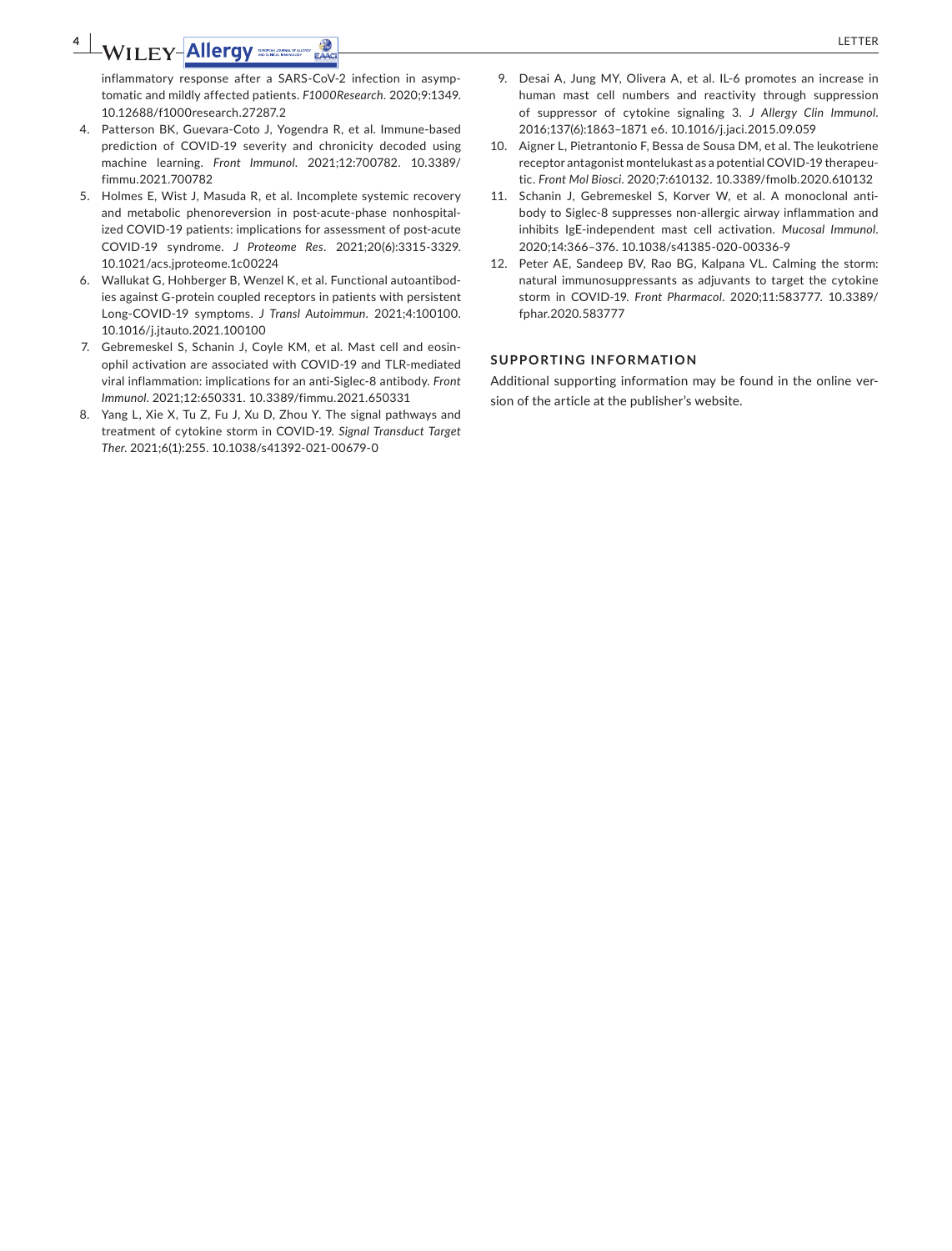inflammatory response after a SARS-CoV-2 infection in asymptomatic and mildly affected patients. *F1000Research*. 2020;9:1349. 10.12688/f1000research.27287.2

4. Patterson BK, Guevara-Coto J, Yogendra R, et al. Immune-based prediction of COVID-19 severity and chronicity decoded using machine learning. *Front Immunol*. 2021;12:700782. 10.3389/fimmu.2021.700782
5. Holmes E, Wist J, Masuda R, et al. Incomplete systemic recovery and metabolic phenoreversion in post-acute-phase nonhospitalized COVID-19 patients: implications for assessment of post-acute COVID-19 syndrome. *J Proteome Res*. 2021;20(6):3315-3329. 10.1021/acs.jproteome.1c00224
6. Wallukat G, Hohberger B, Wenzel K, et al. Functional autoantibodies against G-protein coupled receptors in patients with persistent Long-COVID-19 symptoms. *J Transl Autoimmun*. 2021;4:100100. 10.1016/j.jtauto.2021.100100
7. Gebremeskel S, Schanin J, Coyle KM, et al. Mast cell and eosinophil activation are associated with COVID-19 and TLR-mediated viral inflammation: implications for an anti-Siglec-8 antibody. *Front Immunol*. 2021;12:650331. 10.3389/fimmu.2021.650331
8. Yang L, Xie X, Tu Z, Fu J, Xu D, Zhou Y. The signal pathways and treatment of cytokine storm in COVID-19. *Signal Transduct Target Ther*. 2021;6(1):255. 10.1038/s41392-021-00679-0
9. Desai A, Jung MY, Olivera A, et al. IL-6 promotes an increase in human mast cell numbers and reactivity through suppression of suppressor of cytokine signaling 3. *J Allergy Clin Immunol*. 2016;137(6):1863–1871 e6. 10.1016/j.jaci.2015.09.059
10. Aigner L, Pietrantonio F, Bessa de Sousa DM, et al. The leukotriene receptor antagonist montelukast as a potential COVID-19 therapeutic. *Front Mol Biosci*. 2020;7:610132. 10.3389/fmolb.2020.610132
11. Schanin J, Gebremeskel S, Korver W, et al. A monoclonal antibody to Siglec-8 suppresses non-allergic airway inflammation and inhibits IgE-independent mast cell activation. *Mucosal Immunol*. 2020;14:366–376. 10.1038/s41385-020-00336-9
12. Peter AE, Sandeep BV, Rao BG, Kalpana VL. Calming the storm: natural immunosuppressants as adjuvants to target the cytokine storm in COVID-19. *Front Pharmacol*. 2020;11:583777. 10.3389/fphar.2020.583777

## SUPPORTING INFORMATION

Additional supporting information may be found in the online version of the article at the publisher's website.